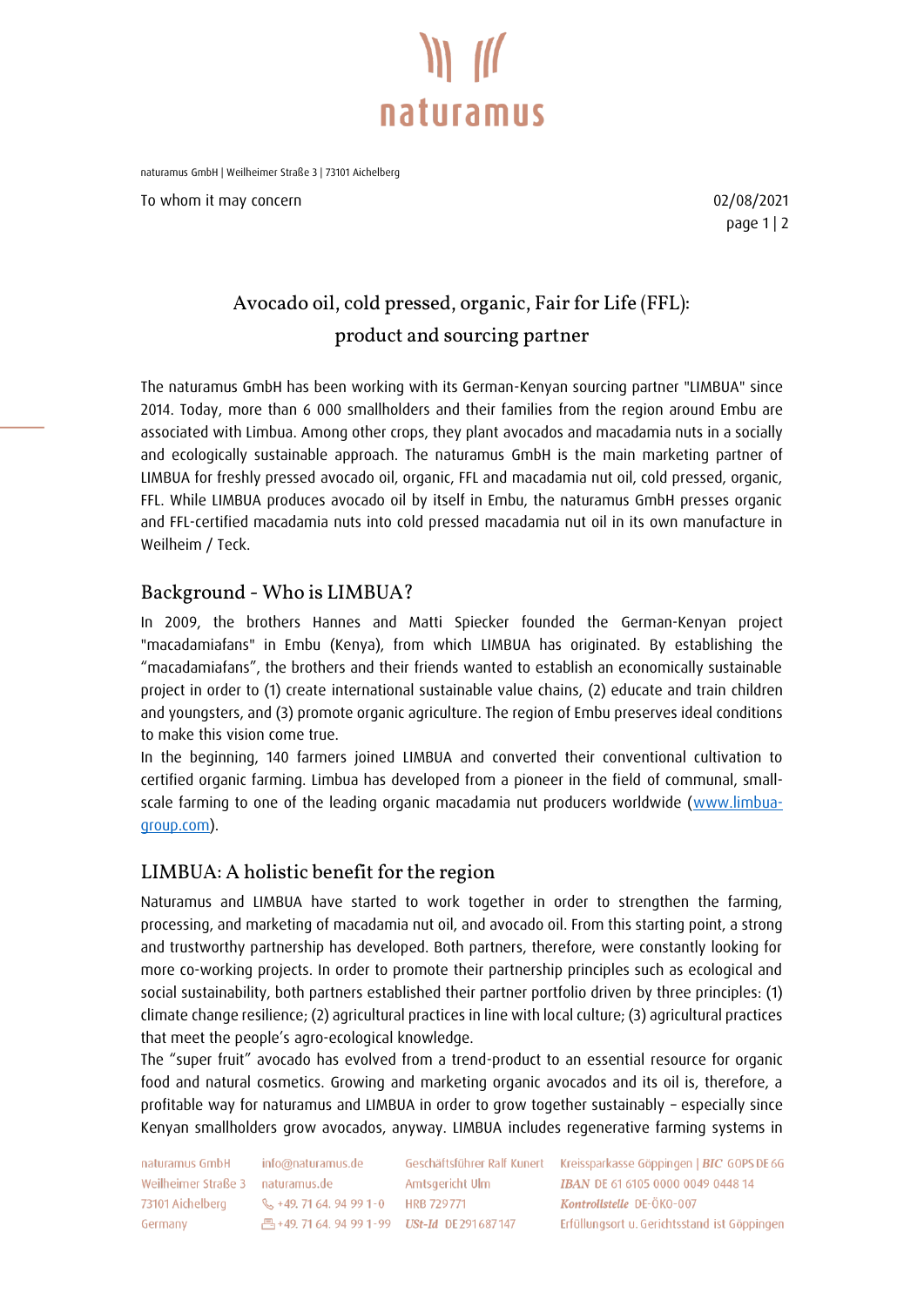naturamus GmbH | Weilheimer Straße 3 | 73101 Aichelberg

To whom it may concern

02/08/2021

# Avocado oil, cold pressed, organic, Fair for Life (FFL): product and sourcing partner

The naturamus GmbH has been working with its German-Kenyan sourcing partner "LIMBUA" since 2014. Today, more than 6 000 smallholders and their families from the region around Embu are associated with Limbua. Among other crops, they plant avocados and macadamia nuts in a socially and ecologically sustainable approach. The naturamus GmbH is the main marketing partner of LIMBUA for freshly pressed avocado oil, organic, FFL and macadamia nut oil, cold pressed, organic, FFL. While LIMBUA produces avocado oil by itself in Embu, the naturamus GmbH presses organic and FFL-certified macadamia nuts into cold pressed macadamia nut oil in its own manufacture in Weilheim / Teck.

## Background - Who is LIMBUA?

In 2009, the brothers Hannes and Matti Spiecker founded the German-Kenyan project "macadamiafans" in Embu (Kenya), from which LIMBUA has originated. By establishing the "macadamiafans", the brothers and their friends wanted to establish an economically sustainable project in order to (1) create international sustainable value chains, (2) educate and train children and youngsters, and (3) promote organic agriculture. The region of Embu preserves ideal conditions to make this vision come true.

In the beginning, 140 farmers joined LIMBUA and converted their conventional cultivation to certified organic farming. Limbua has developed from a pioneer in the field of communal, small-scale farming to one of the leading organic macadamia nut producers worldwide ([www.limbua-group.com](http://www.limbua-group.com)).

## LIMBUA: A holistic benefit for the region

Naturamus and LIMBUA have started to work together in order to strengthen the farming, processing, and marketing of macadamia nut oil, and avocado oil. From this starting point, a strong and trustworthy partnership has developed. Both partners, therefore, were constantly looking for more co-working projects. In order to promote their partnership principles such as ecological and social sustainability, both partners established their partner portfolio driven by three principles: (1) climate change resilience; (2) agricultural practices in line with local culture; (3) agricultural practices that meet the people's agro-ecological knowledge.

The "super fruit" avocado has evolved from a trend-product to an essential resource for organic food and natural cosmetics. Growing and marketing organic avocados and its oil is, therefore, a profitable way for naturamus and LIMBUA in order to grow together sustainably – especially since Kenyan smallholders grow avocados, anyway. LIMBUA includes regenerative farming systems in

naturamus GmbH | Weilheimer Straße 3 | 73101 Aichelberg | Germany | info@naturamus.de | naturamus.de | +49. 71 64. 94 99 1-0 | +49. 71 64. 94 99 1-99 | Geschäftsführer Ralf Kunert | Amtsgericht Ulm | HRB 729771 | USt-Id DE 291 687 147 | Kreissparkasse Göppingen | BIC GOPS DE 6G | IBAN DE 61 6105 0000 0049 0448 14 | Kontrollstelle DE-ÖKO-007 | Erfüllungsort u. Gerichtsstand ist Göppingen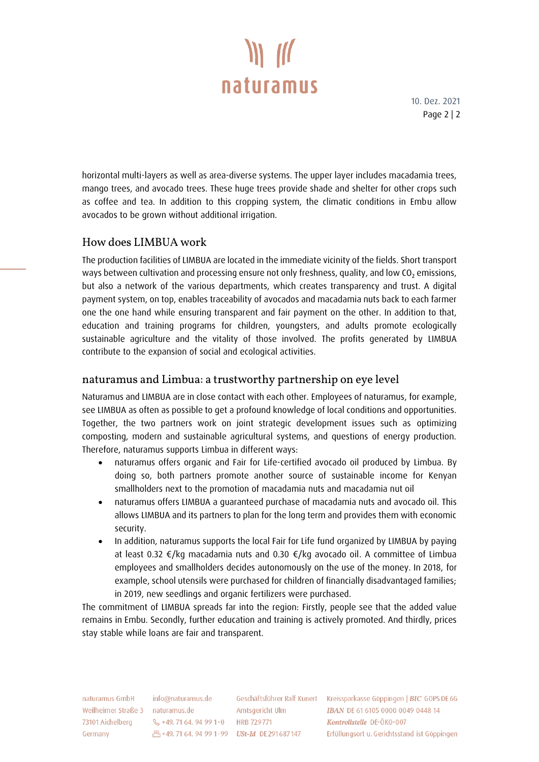horizontal multi-layers as well as area-diverse systems. The upper layer includes macadamia trees, mango trees, and avocado trees. These huge trees provide shade and shelter for other crops such as coffee and tea. In addition to this cropping system, the climatic conditions in Embu allow avocados to be grown without additional irrigation.

## How does LIMBUA work

The production facilities of LIMBUA are located in the immediate vicinity of the fields. Short transport ways between cultivation and processing ensure not only freshness, quality, and low $CO_2$ emissions, but also a network of the various departments, which creates transparency and trust. A digital payment system, on top, enables traceability of avocados and macadamia nuts back to each farmer one the one hand while ensuring transparent and fair payment on the other. In addition to that, education and training programs for children, youngsters, and adults promote ecologically sustainable agriculture and the vitality of those involved. The profits generated by LIMBUA contribute to the expansion of social and ecological activities.

## naturamus and Limbua: a trustworthy partnership on eye level

Naturamus and LIMBUA are in close contact with each other. Employees of naturamus, for example, see LIMBUA as often as possible to get a profound knowledge of local conditions and opportunities. Together, the two partners work on joint strategic development issues such as optimizing composting, modern and sustainable agricultural systems, and questions of energy production. Therefore, naturamus supports Limbua in different ways:

- naturamus offers organic and Fair for Life-certified avocado oil produced by Limbua. By doing so, both partners promote another source of sustainable income for Kenyan smallholders next to the promotion of macadamia nuts and macadamia nut oil
- naturamus offers LIMBUA a guaranteed purchase of macadamia nuts and avocado oil. This allows LIMBUA and its partners to plan for the long term and provides them with economic security.
- In addition, naturamus supports the local Fair for Life fund organized by LIMBUA by paying at least 0.32 €/kg macadamia nuts and 0.30 €/kg avocado oil. A committee of Limbua employees and smallholders decides autonomously on the use of the money. In 2018, for example, school utensils were purchased for children of financially disadvantaged families; in 2019, new seedlings and organic fertilizers were purchased.

The commitment of LIMBUA spreads far into the region: Firstly, people see that the added value remains in Embu. Secondly, further education and training is actively promoted. And thirdly, prices stay stable while loans are fair and transparent.